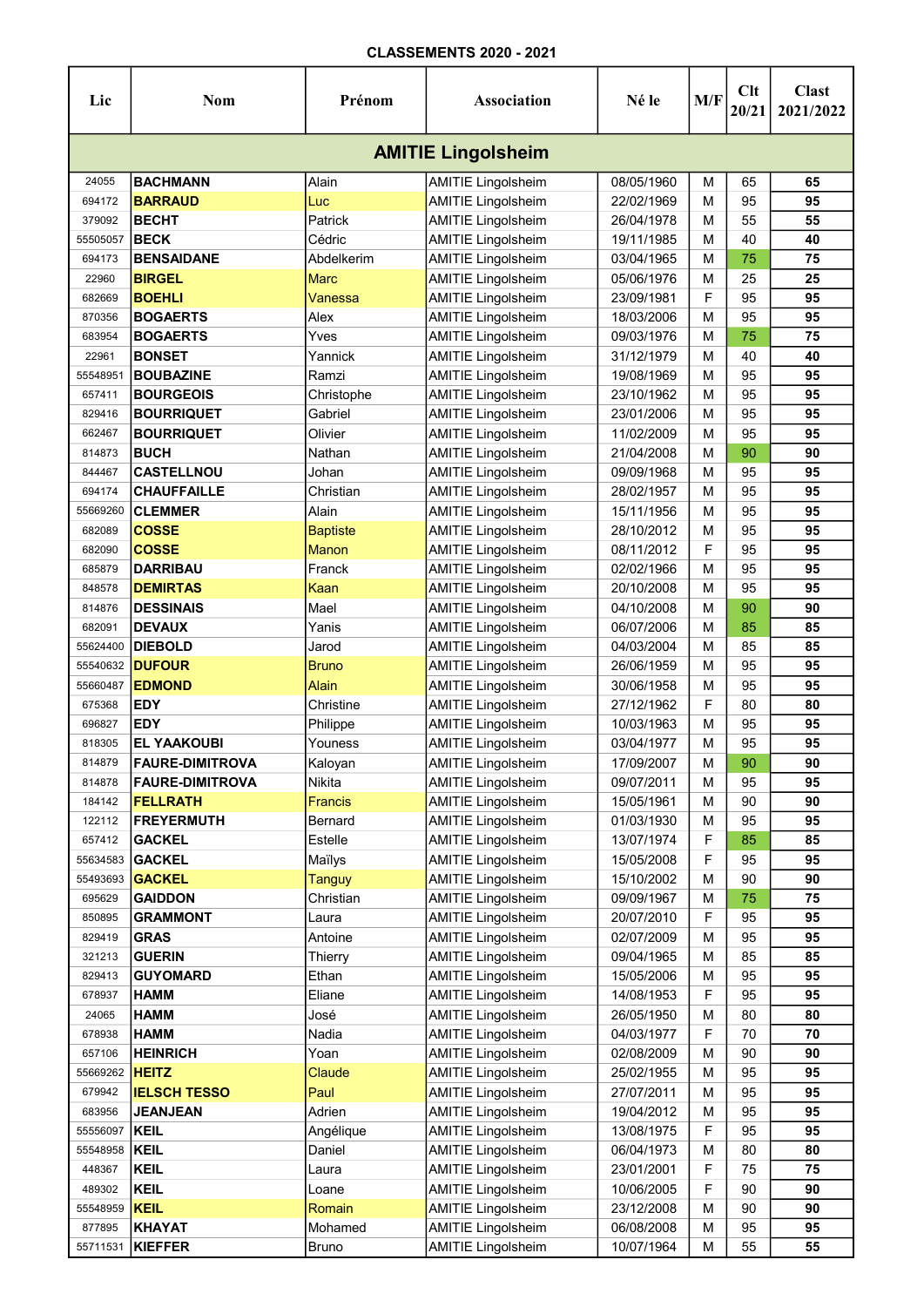# CLASSEMENTS 2020 - 2021

| Lic | Nom | Prénom | Association | Né le | M/F | Clt 20/21 | Clast 2021/2022 |
|---|---|---|---|---|---|---|---|
| **AMITIE Lingolsheim** | | | | | | | |
| 24055 | **BACHMANN** | Alain | AMITIE Lingolsheim | 08/05/1960 | M | 65 | **65** |
| 694172 | **BARRAUD** | Luc | AMITIE Lingolsheim | 22/02/1969 | M | 95 | **95** |
| 379092 | **BECHT** | Patrick | AMITIE Lingolsheim | 26/04/1978 | M | 55 | **55** |
| 55505057 | **BECK** | Cédric | AMITIE Lingolsheim | 19/11/1985 | M | 40 | **40** |
| 694173 | **BENSAIDANE** | Abdelkerim | AMITIE Lingolsheim | 03/04/1965 | M | 75 | **75** |
| 22960 | **BIRGEL** | Marc | AMITIE Lingolsheim | 05/06/1976 | M | 25 | **25** |
| 682669 | **BOEHLI** | Vanessa | AMITIE Lingolsheim | 23/09/1981 | F | 95 | **95** |
| 870356 | **BOGAERTS** | Alex | AMITIE Lingolsheim | 18/03/2006 | M | 95 | **95** |
| 683954 | **BOGAERTS** | Yves | AMITIE Lingolsheim | 09/03/1976 | M | 75 | **75** |
| 22961 | **BONSET** | Yannick | AMITIE Lingolsheim | 31/12/1979 | M | 40 | **40** |
| 55548951 | **BOUBAZINE** | Ramzi | AMITIE Lingolsheim | 19/08/1969 | M | 95 | **95** |
| 657411 | **BOURGEOIS** | Christophe | AMITIE Lingolsheim | 23/10/1962 | M | 95 | **95** |
| 829416 | **BOURRIQUET** | Gabriel | AMITIE Lingolsheim | 23/01/2006 | M | 95 | **95** |
| 662467 | **BOURRIQUET** | Olivier | AMITIE Lingolsheim | 11/02/2009 | M | 95 | **95** |
| 814873 | **BUCH** | Nathan | AMITIE Lingolsheim | 21/04/2008 | M | 90 | **90** |
| 844467 | **CASTELLNOU** | Johan | AMITIE Lingolsheim | 09/09/1968 | M | 95 | **95** |
| 694174 | **CHAUFFAILLE** | Christian | AMITIE Lingolsheim | 28/02/1957 | M | 95 | **95** |
| 55669260 | **CLEMMER** | Alain | AMITIE Lingolsheim | 15/11/1956 | M | 95 | **95** |
| 682089 | **COSSE** | Baptiste | AMITIE Lingolsheim | 28/10/2012 | M | 95 | **95** |
| 682090 | **COSSE** | Manon | AMITIE Lingolsheim | 08/11/2012 | F | 95 | **95** |
| 685879 | **DARRIBAU** | Franck | AMITIE Lingolsheim | 02/02/1966 | M | 95 | **95** |
| 848578 | **DEMIRTAS** | Kaan | AMITIE Lingolsheim | 20/10/2008 | M | 95 | **95** |
| 814876 | **DESSINAIS** | Mael | AMITIE Lingolsheim | 04/10/2008 | M | 90 | **90** |
| 682091 | **DEVAUX** | Yanis | AMITIE Lingolsheim | 06/07/2006 | M | 85 | **85** |
| 55624400 | **DIEBOLD** | Jarod | AMITIE Lingolsheim | 04/03/2004 | M | 85 | **85** |
| 55540632 | **DUFOUR** | Bruno | AMITIE Lingolsheim | 26/06/1959 | M | 95 | **95** |
| 55660487 | **EDMOND** | Alain | AMITIE Lingolsheim | 30/06/1958 | M | 95 | **95** |
| 675368 | **EDY** | Christine | AMITIE Lingolsheim | 27/12/1962 | F | 80 | **80** |
| 696827 | **EDY** | Philippe | AMITIE Lingolsheim | 10/03/1963 | M | 95 | **95** |
| 818305 | **EL YAAKOUBI** | Youness | AMITIE Lingolsheim | 03/04/1977 | M | 95 | **95** |
| 814879 | **FAURE-DIMITROVA** | Kaloyan | AMITIE Lingolsheim | 17/09/2007 | M | 90 | **90** |
| 814878 | **FAURE-DIMITROVA** | Nikita | AMITIE Lingolsheim | 09/07/2011 | M | 95 | **95** |
| 184142 | **FELLRATH** | Francis | AMITIE Lingolsheim | 15/05/1961 | M | 90 | **90** |
| 122112 | **FREYERMUTH** | Bernard | AMITIE Lingolsheim | 01/03/1930 | M | 95 | **95** |
| 657412 | **GACKEL** | Estelle | AMITIE Lingolsheim | 13/07/1974 | F | 85 | **85** |
| 55634583 | **GACKEL** | Maïlys | AMITIE Lingolsheim | 15/05/2008 | F | 95 | **95** |
| 55493693 | **GACKEL** | Tanguy | AMITIE Lingolsheim | 15/10/2002 | M | 90 | **90** |
| 695629 | **GAIDDON** | Christian | AMITIE Lingolsheim | 09/09/1967 | M | 75 | **75** |
| 850895 | **GRAMMONT** | Laura | AMITIE Lingolsheim | 20/07/2010 | F | 95 | **95** |
| 829419 | **GRAS** | Antoine | AMITIE Lingolsheim | 02/07/2009 | M | 95 | **95** |
| 321213 | **GUERIN** | Thierry | AMITIE Lingolsheim | 09/04/1965 | M | 85 | **85** |
| 829413 | **GUYOMARD** | Ethan | AMITIE Lingolsheim | 15/05/2006 | M | 95 | **95** |
| 678937 | **HAMM** | Eliane | AMITIE Lingolsheim | 14/08/1953 | F | 95 | **95** |
| 24065 | **HAMM** | José | AMITIE Lingolsheim | 26/05/1950 | M | 80 | **80** |
| 678938 | **HAMM** | Nadia | AMITIE Lingolsheim | 04/03/1977 | F | 70 | **70** |
| 657106 | **HEINRICH** | Yoan | AMITIE Lingolsheim | 02/08/2009 | M | 90 | **90** |
| 55669262 | **HEITZ** | Claude | AMITIE Lingolsheim | 25/02/1955 | M | 95 | **95** |
| 679942 | **IELSCH TESSO** | Paul | AMITIE Lingolsheim | 27/07/2011 | M | 95 | **95** |
| 683956 | **JEANJEAN** | Adrien | AMITIE Lingolsheim | 19/04/2012 | M | 95 | **95** |
| 55556097 | **KEIL** | Angélique | AMITIE Lingolsheim | 13/08/1975 | F | 95 | **95** |
| 55548958 | **KEIL** | Daniel | AMITIE Lingolsheim | 06/04/1973 | M | 80 | **80** |
| 448367 | **KEIL** | Laura | AMITIE Lingolsheim | 23/01/2001 | F | 75 | **75** |
| 489302 | **KEIL** | Loane | AMITIE Lingolsheim | 10/06/2005 | F | 90 | **90** |
| 55548959 | **KEIL** | Romain | AMITIE Lingolsheim | 23/12/2008 | M | 90 | **90** |
| 877895 | **KHAYAT** | Mohamed | AMITIE Lingolsheim | 06/08/2008 | M | 95 | **95** |
| 55711531 | **KIEFFER** | Bruno | AMITIE Lingolsheim | 10/07/1964 | M | 55 | **55** |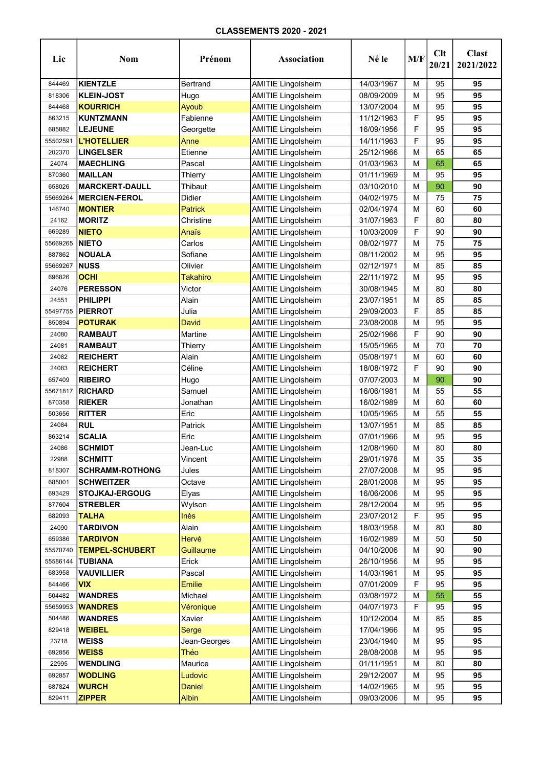**CLASSEMENTS 2020 - 2021**

| Lic | Nom | Prénom | Association | Né le | M/F | Clt 20/21 | Clast 2021/2022 |
|---|---|---|---|---|---|---|---|
| 844469 | **KIENTZLE** | Bertrand | AMITIE Lingolsheim | 14/03/1967 | M | 95 | **95** |
| 818306 | **KLEIN-JOST** | Hugo | AMITIE Lingolsheim | 08/09/2009 | M | 95 | **95** |
| 844468 | **KOURRICH** | Ayoub | AMITIE Lingolsheim | 13/07/2004 | M | 95 | **95** |
| 863215 | **KUNTZMANN** | Fabienne | AMITIE Lingolsheim | 11/12/1963 | F | 95 | **95** |
| 685882 | **LEJEUNE** | Georgette | AMITIE Lingolsheim | 16/09/1956 | F | 95 | **95** |
| 55502591 | **L'HOTELLIER** | Anne | AMITIE Lingolsheim | 14/11/1963 | F | 95 | **95** |
| 202370 | **LINGELSER** | Etienne | AMITIE Lingolsheim | 25/12/1966 | M | 65 | **65** |
| 24074 | **MAECHLING** | Pascal | AMITIE Lingolsheim | 01/03/1963 | M | 65 | **65** |
| 870360 | **MAILLAN** | Thierry | AMITIE Lingolsheim | 01/11/1969 | M | 95 | **95** |
| 658026 | **MARCKERT-DAULL** | Thibaut | AMITIE Lingolsheim | 03/10/2010 | M | 90 | **90** |
| 55669264 | **MERCIEN-FEROL** | Didier | AMITIE Lingolsheim | 04/02/1975 | M | 75 | **75** |
| 146740 | **MONTIER** | Patrick | AMITIE Lingolsheim | 02/04/1974 | M | 60 | **60** |
| 24162 | **MORITZ** | Christine | AMITIE Lingolsheim | 31/07/1963 | F | 80 | **80** |
| 669289 | **NIETO** | Anaïs | AMITIE Lingolsheim | 10/03/2009 | F | 90 | **90** |
| 55669265 | **NIETO** | Carlos | AMITIE Lingolsheim | 08/02/1977 | M | 75 | **75** |
| 887862 | **NOUALA** | Sofiane | AMITIE Lingolsheim | 08/11/2002 | M | 95 | **95** |
| 55669267 | **NUSS** | Olivier | AMITIE Lingolsheim | 02/12/1971 | M | 85 | **85** |
| 696826 | **OCHI** | Takahiro | AMITIE Lingolsheim | 22/11/1972 | M | 95 | **95** |
| 24076 | **PERESSON** | Victor | AMITIE Lingolsheim | 30/08/1945 | M | 80 | **80** |
| 24551 | **PHILIPPI** | Alain | AMITIE Lingolsheim | 23/07/1951 | M | 85 | **85** |
| 55497755 | **PIERROT** | Julia | AMITIE Lingolsheim | 29/09/2003 | F | 85 | **85** |
| 850894 | **POTURAK** | David | AMITIE Lingolsheim | 23/08/2008 | M | 95 | **95** |
| 24080 | **RAMBAUT** | Martine | AMITIE Lingolsheim | 25/02/1966 | F | 90 | **90** |
| 24081 | **RAMBAUT** | Thierry | AMITIE Lingolsheim | 15/05/1965 | M | 70 | **70** |
| 24082 | **REICHERT** | Alain | AMITIE Lingolsheim | 05/08/1971 | M | 60 | **60** |
| 24083 | **REICHERT** | Céline | AMITIE Lingolsheim | 18/08/1972 | F | 90 | **90** |
| 657409 | **RIBEIRO** | Hugo | AMITIE Lingolsheim | 07/07/2003 | M | 90 | **90** |
| 55671817 | **RICHARD** | Samuel | AMITIE Lingolsheim | 16/06/1981 | M | 55 | **55** |
| 870358 | **RIEKER** | Jonathan | AMITIE Lingolsheim | 16/02/1989 | M | 60 | **60** |
| 503656 | **RITTER** | Eric | AMITIE Lingolsheim | 10/05/1965 | M | 55 | **55** |
| 24084 | **RUL** | Patrick | AMITIE Lingolsheim | 13/07/1951 | M | 85 | **85** |
| 863214 | **SCALIA** | Eric | AMITIE Lingolsheim | 07/01/1966 | M | 95 | **95** |
| 24086 | **SCHMIDT** | Jean-Luc | AMITIE Lingolsheim | 12/08/1960 | M | 80 | **80** |
| 22988 | **SCHMITT** | Vincent | AMITIE Lingolsheim | 29/01/1978 | M | 35 | **35** |
| 818307 | **SCHRAMM-ROTHONG** | Jules | AMITIE Lingolsheim | 27/07/2008 | M | 95 | **95** |
| 685001 | **SCHWEITZER** | Octave | AMITIE Lingolsheim | 28/01/2008 | M | 95 | **95** |
| 693429 | **STOJKAJ-ERGOUG** | Elyas | AMITIE Lingolsheim | 16/06/2006 | M | 95 | **95** |
| 877604 | **STREBLER** | Wylson | AMITIE Lingolsheim | 28/12/2004 | M | 95 | **95** |
| 682093 | **TALHA** | Inès | AMITIE Lingolsheim | 23/07/2012 | F | 95 | **95** |
| 24090 | **TARDIVON** | Alain | AMITIE Lingolsheim | 18/03/1958 | M | 80 | **80** |
| 659386 | **TARDIVON** | Hervé | AMITIE Lingolsheim | 16/02/1989 | M | 50 | **50** |
| 55570740 | **TEMPEL-SCHUBERT** | Guillaume | AMITIE Lingolsheim | 04/10/2006 | M | 90 | **90** |
| 55586144 | **TUBIANA** | Erick | AMITIE Lingolsheim | 26/10/1956 | M | 95 | **95** |
| 683958 | **VAUVILLIER** | Pascal | AMITIE Lingolsheim | 14/03/1961 | M | 95 | **95** |
| 844466 | **VIX** | Emilie | AMITIE Lingolsheim | 07/01/2009 | F | 95 | **95** |
| 504482 | **WANDRES** | Michael | AMITIE Lingolsheim | 03/08/1972 | M | 55 | **55** |
| 55659953 | **WANDRES** | Véronique | AMITIE Lingolsheim | 04/07/1973 | F | 95 | **95** |
| 504486 | **WANDRES** | Xavier | AMITIE Lingolsheim | 10/12/2004 | M | 85 | **85** |
| 829418 | **WEIBEL** | Serge | AMITIE Lingolsheim | 17/04/1966 | M | 95 | **95** |
| 23718 | **WEISS** | Jean-Georges | AMITIE Lingolsheim | 23/04/1940 | M | 95 | **95** |
| 692856 | **WEISS** | Théo | AMITIE Lingolsheim | 28/08/2008 | M | 95 | **95** |
| 22995 | **WENDLING** | Maurice | AMITIE Lingolsheim | 01/11/1951 | M | 80 | **80** |
| 692857 | **WODLING** | Ludovic | AMITIE Lingolsheim | 29/12/2007 | M | 95 | **95** |
| 687824 | **WURCH** | Daniel | AMITIE Lingolsheim | 14/02/1965 | M | 95 | **95** |
| 829411 | **ZIPPER** | Albin | AMITIE Lingolsheim | 09/03/2006 | M | 95 | **95** |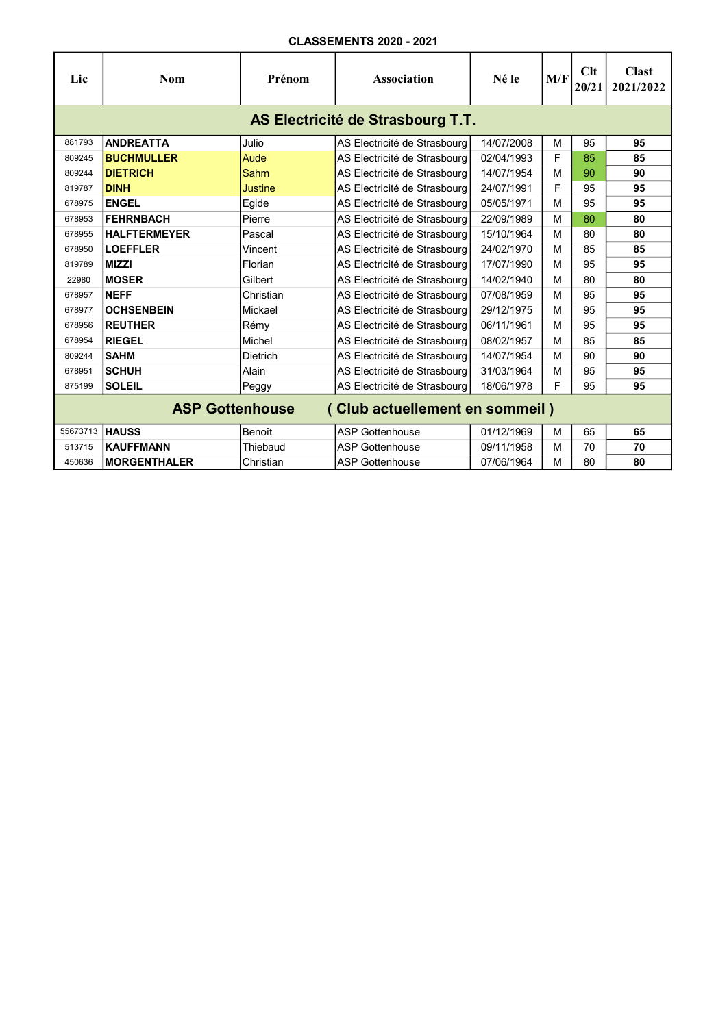**CLASSEMENTS 2020 - 2021**

| Lic | Nom | Prénom | Association | Né le | M/F | Clt 20/21 | Clast 2021/2022 |
|---|---|---|---|---|---|---|---|
| **AS Electricité de Strasbourg T.T.** | | | | | | | |
| 881793 | **ANDREATTA** | Julio | AS Electricité de Strasbourg | 14/07/2008 | M | 95 | **95** |
| 809245 | **BUCHMULLER** | Aude | AS Electricité de Strasbourg | 02/04/1993 | F | 85 | **85** |
| 809244 | **DIETRICH** | Sahm | AS Electricité de Strasbourg | 14/07/1954 | M | 90 | **90** |
| 819787 | **DINH** | Justine | AS Electricité de Strasbourg | 24/07/1991 | F | 95 | **95** |
| 678975 | **ENGEL** | Egide | AS Electricité de Strasbourg | 05/05/1971 | M | 95 | **95** |
| 678953 | **FEHRNBACH** | Pierre | AS Electricité de Strasbourg | 22/09/1989 | M | 80 | **80** |
| 678955 | **HALFTERMEYER** | Pascal | AS Electricité de Strasbourg | 15/10/1964 | M | 80 | **80** |
| 678950 | **LOEFFLER** | Vincent | AS Electricité de Strasbourg | 24/02/1970 | M | 85 | **85** |
| 819789 | **MIZZI** | Florian | AS Electricité de Strasbourg | 17/07/1990 | M | 95 | **95** |
| 22980 | **MOSER** | Gilbert | AS Electricité de Strasbourg | 14/02/1940 | M | 80 | **80** |
| 678957 | **NEFF** | Christian | AS Electricité de Strasbourg | 07/08/1959 | M | 95 | **95** |
| 678977 | **OCHSENBEIN** | Mickael | AS Electricité de Strasbourg | 29/12/1975 | M | 95 | **95** |
| 678956 | **REUTHER** | Rémy | AS Electricité de Strasbourg | 06/11/1961 | M | 95 | **95** |
| 678954 | **RIEGEL** | Michel | AS Electricité de Strasbourg | 08/02/1957 | M | 85 | **85** |
| 809244 | **SAHM** | Dietrich | AS Electricité de Strasbourg | 14/07/1954 | M | 90 | **90** |
| 678951 | **SCHUH** | Alain | AS Electricité de Strasbourg | 31/03/1964 | M | 95 | **95** |
| 875199 | **SOLEIL** | Peggy | AS Electricité de Strasbourg | 18/06/1978 | F | 95 | **95** |
| **ASP Gottenhouse ( Club actuellement en sommeil )** | | | | | | | |
| 55673713 | **HAUSS** | Benoît | ASP Gottenhouse | 01/12/1969 | M | 65 | **65** |
| 513715 | **KAUFFMANN** | Thiebaud | ASP Gottenhouse | 09/11/1958 | M | 70 | **70** |
| 450636 | **MORGENTHALER** | Christian | ASP Gottenhouse | 07/06/1964 | M | 80 | **80** |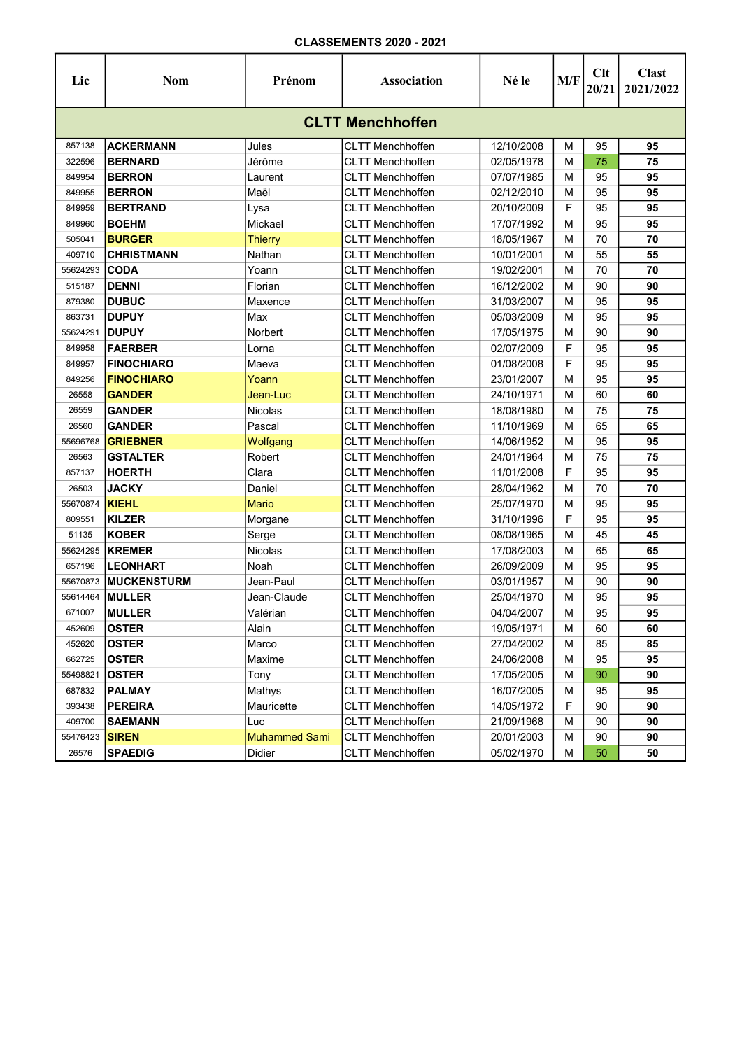**CLASSEMENTS 2020 - 2021**

| Lic | Nom | Prénom | Association | Né le | M/F | Clt 20/21 | Clast 2021/2022 |
|---|---|---|---|---|---|---|---|
| **CLTT Menchhoffen** | | | | | | | |
| 857138 | **ACKERMANN** | Jules | CLTT Menchhoffen | 12/10/2008 | M | 95 | **95** |
| 322596 | **BERNARD** | Jérôme | CLTT Menchhoffen | 02/05/1978 | M | 75 | **75** |
| 849954 | **BERRON** | Laurent | CLTT Menchhoffen | 07/07/1985 | M | 95 | **95** |
| 849955 | **BERRON** | Maël | CLTT Menchhoffen | 02/12/2010 | M | 95 | **95** |
| 849959 | **BERTRAND** | Lysa | CLTT Menchhoffen | 20/10/2009 | F | 95 | **95** |
| 849960 | **BOEHM** | Mickael | CLTT Menchhoffen | 17/07/1992 | M | 95 | **95** |
| 505041 | **BURGER** | Thierry | CLTT Menchhoffen | 18/05/1967 | M | 70 | **70** |
| 409710 | **CHRISTMANN** | Nathan | CLTT Menchhoffen | 10/01/2001 | M | 55 | **55** |
| 55624293 | **CODA** | Yoann | CLTT Menchhoffen | 19/02/2001 | M | 70 | **70** |
| 515187 | **DENNI** | Florian | CLTT Menchhoffen | 16/12/2002 | M | 90 | **90** |
| 879380 | **DUBUC** | Maxence | CLTT Menchhoffen | 31/03/2007 | M | 95 | **95** |
| 863731 | **DUPUY** | Max | CLTT Menchhoffen | 05/03/2009 | M | 95 | **95** |
| 55624291 | **DUPUY** | Norbert | CLTT Menchhoffen | 17/05/1975 | M | 90 | **90** |
| 849958 | **FAERBER** | Lorna | CLTT Menchhoffen | 02/07/2009 | F | 95 | **95** |
| 849957 | **FINOCHIARO** | Maeva | CLTT Menchhoffen | 01/08/2008 | F | 95 | **95** |
| 849256 | **FINOCHIARO** | Yoann | CLTT Menchhoffen | 23/01/2007 | M | 95 | **95** |
| 26558 | **GANDER** | Jean-Luc | CLTT Menchhoffen | 24/10/1971 | M | 60 | **60** |
| 26559 | **GANDER** | Nicolas | CLTT Menchhoffen | 18/08/1980 | M | 75 | **75** |
| 26560 | **GANDER** | Pascal | CLTT Menchhoffen | 11/10/1969 | M | 65 | **65** |
| 55696768 | **GRIEBNER** | Wolfgang | CLTT Menchhoffen | 14/06/1952 | M | 95 | **95** |
| 26563 | **GSTALTER** | Robert | CLTT Menchhoffen | 24/01/1964 | M | 75 | **75** |
| 857137 | **HOERTH** | Clara | CLTT Menchhoffen | 11/01/2008 | F | 95 | **95** |
| 26503 | **JACKY** | Daniel | CLTT Menchhoffen | 28/04/1962 | M | 70 | **70** |
| 55670874 | **KIEHL** | Mario | CLTT Menchhoffen | 25/07/1970 | M | 95 | **95** |
| 809551 | **KILZER** | Morgane | CLTT Menchhoffen | 31/10/1996 | F | 95 | **95** |
| 51135 | **KOBER** | Serge | CLTT Menchhoffen | 08/08/1965 | M | 45 | **45** |
| 55624295 | **KREMER** | Nicolas | CLTT Menchhoffen | 17/08/2003 | M | 65 | **65** |
| 657196 | **LEONHART** | Noah | CLTT Menchhoffen | 26/09/2009 | M | 95 | **95** |
| 55670873 | **MUCKENSTURM** | Jean-Paul | CLTT Menchhoffen | 03/01/1957 | M | 90 | **90** |
| 55614464 | **MULLER** | Jean-Claude | CLTT Menchhoffen | 25/04/1970 | M | 95 | **95** |
| 671007 | **MULLER** | Valérian | CLTT Menchhoffen | 04/04/2007 | M | 95 | **95** |
| 452609 | **OSTER** | Alain | CLTT Menchhoffen | 19/05/1971 | M | 60 | **60** |
| 452620 | **OSTER** | Marco | CLTT Menchhoffen | 27/04/2002 | M | 85 | **85** |
| 662725 | **OSTER** | Maxime | CLTT Menchhoffen | 24/06/2008 | M | 95 | **95** |
| 55498821 | **OSTER** | Tony | CLTT Menchhoffen | 17/05/2005 | M | 90 | **90** |
| 687832 | **PALMAY** | Mathys | CLTT Menchhoffen | 16/07/2005 | M | 95 | **95** |
| 393438 | **PEREIRA** | Mauricette | CLTT Menchhoffen | 14/05/1972 | F | 90 | **90** |
| 409700 | **SAEMANN** | Luc | CLTT Menchhoffen | 21/09/1968 | M | 90 | **90** |
| 55476423 | **SIREN** | Muhammed Sami | CLTT Menchhoffen | 20/01/2003 | M | 90 | **90** |
| 26576 | **SPAEDIG** | Didier | CLTT Menchhoffen | 05/02/1970 | M | 50 | **50** |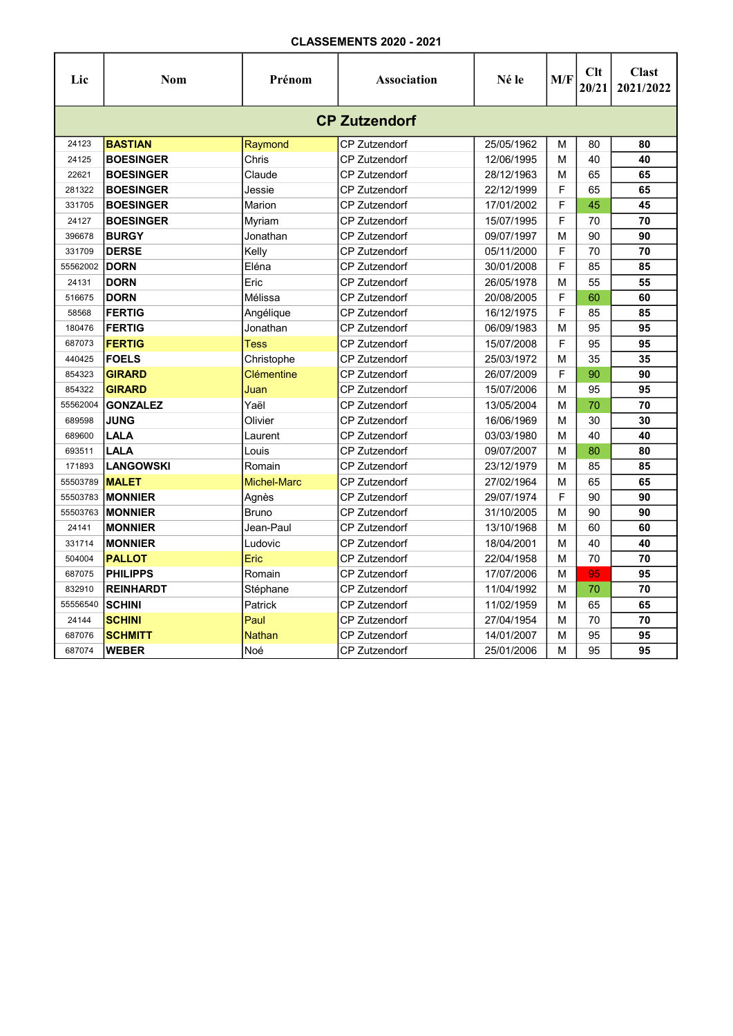**CLASSEMENTS 2020 - 2021**

| Lic | Nom | Prénom | Association | Né le | M/F | Clt 20/21 | Clast 2021/2022 |
|---|---|---|---|---|---|---|---|
| **CP Zutzendorf** | | | | | | | |
| 24123 | **BASTIAN** | Raymond | CP Zutzendorf | 25/05/1962 | M | 80 | **80** |
| 24125 | **BOESINGER** | Chris | CP Zutzendorf | 12/06/1995 | M | 40 | **40** |
| 22621 | **BOESINGER** | Claude | CP Zutzendorf | 28/12/1963 | M | 65 | **65** |
| 281322 | **BOESINGER** | Jessie | CP Zutzendorf | 22/12/1999 | F | 65 | **65** |
| 331705 | **BOESINGER** | Marion | CP Zutzendorf | 17/01/2002 | F | 45 | **45** |
| 24127 | **BOESINGER** | Myriam | CP Zutzendorf | 15/07/1995 | F | 70 | **70** |
| 396678 | **BURGY** | Jonathan | CP Zutzendorf | 09/07/1997 | M | 90 | **90** |
| 331709 | **DERSE** | Kelly | CP Zutzendorf | 05/11/2000 | F | 70 | **70** |
| 55562002 | **DORN** | Eléna | CP Zutzendorf | 30/01/2008 | F | 85 | **85** |
| 24131 | **DORN** | Eric | CP Zutzendorf | 26/05/1978 | M | 55 | **55** |
| 516675 | **DORN** | Mélissa | CP Zutzendorf | 20/08/2005 | F | 60 | **60** |
| 58568 | **FERTIG** | Angélique | CP Zutzendorf | 16/12/1975 | F | 85 | **85** |
| 180476 | **FERTIG** | Jonathan | CP Zutzendorf | 06/09/1983 | M | 95 | **95** |
| 687073 | **FERTIG** | Tess | CP Zutzendorf | 15/07/2008 | F | 95 | **95** |
| 440425 | **FOELS** | Christophe | CP Zutzendorf | 25/03/1972 | M | 35 | **35** |
| 854323 | **GIRARD** | Clémentine | CP Zutzendorf | 26/07/2009 | F | 90 | **90** |
| 854322 | **GIRARD** | Juan | CP Zutzendorf | 15/07/2006 | M | 95 | **95** |
| 55562004 | **GONZALEZ** | Yaël | CP Zutzendorf | 13/05/2004 | M | 70 | **70** |
| 689598 | **JUNG** | Olivier | CP Zutzendorf | 16/06/1969 | M | 30 | **30** |
| 689600 | **LALA** | Laurent | CP Zutzendorf | 03/03/1980 | M | 40 | **40** |
| 693511 | **LALA** | Louis | CP Zutzendorf | 09/07/2007 | M | 80 | **80** |
| 171893 | **LANGOWSKI** | Romain | CP Zutzendorf | 23/12/1979 | M | 85 | **85** |
| 55503789 | **MALET** | Michel-Marc | CP Zutzendorf | 27/02/1964 | M | 65 | **65** |
| 55503783 | **MONNIER** | Agnès | CP Zutzendorf | 29/07/1974 | F | 90 | **90** |
| 55503763 | **MONNIER** | Bruno | CP Zutzendorf | 31/10/2005 | M | 90 | **90** |
| 24141 | **MONNIER** | Jean-Paul | CP Zutzendorf | 13/10/1968 | M | 60 | **60** |
| 331714 | **MONNIER** | Ludovic | CP Zutzendorf | 18/04/2001 | M | 40 | **40** |
| 504004 | **PALLOT** | Eric | CP Zutzendorf | 22/04/1958 | M | 70 | **70** |
| 687075 | **PHILIPPS** | Romain | CP Zutzendorf | 17/07/2006 | M | 95 | **95** |
| 832910 | **REINHARDT** | Stéphane | CP Zutzendorf | 11/04/1992 | M | 70 | **70** |
| 55556540 | **SCHINI** | Patrick | CP Zutzendorf | 11/02/1959 | M | 65 | **65** |
| 24144 | **SCHINI** | Paul | CP Zutzendorf | 27/04/1954 | M | 70 | **70** |
| 687076 | **SCHMITT** | Nathan | CP Zutzendorf | 14/01/2007 | M | 95 | **95** |
| 687074 | **WEBER** | Noé | CP Zutzendorf | 25/01/2006 | M | 95 | **95** |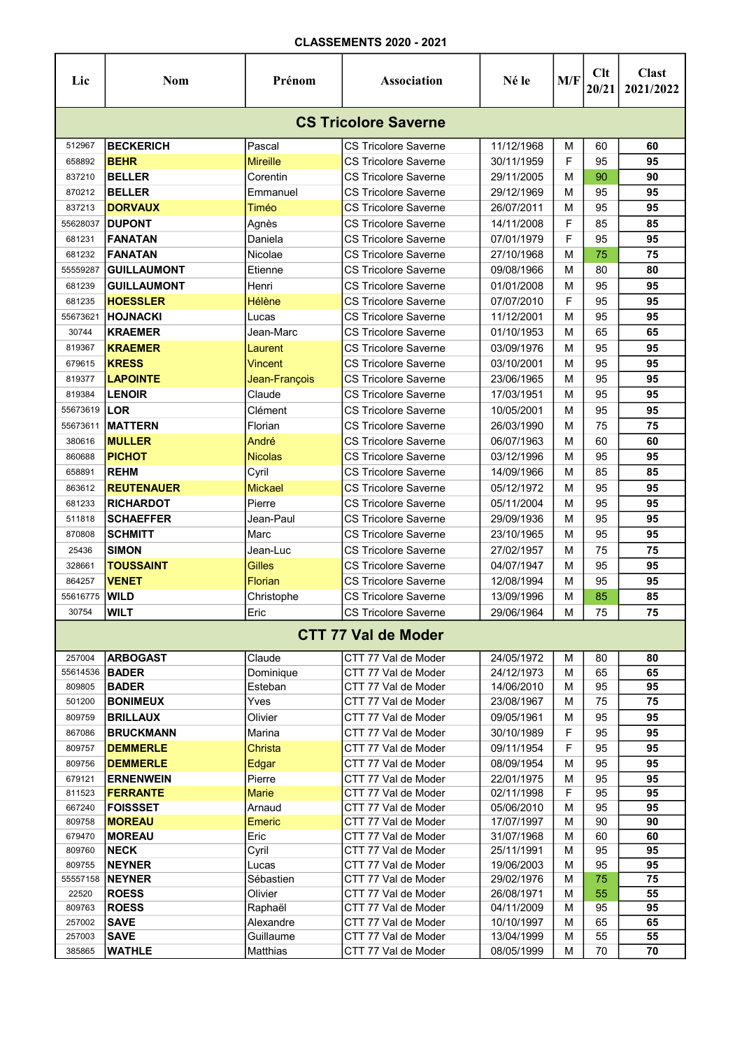**CLASSEMENTS 2020 - 2021**

| Lic | Nom | Prénom | Association | Né le | M/F | Clt 20/21 | Clast 2021/2022 |
|---|---|---|---|---|---|---|---|
| **CS Tricolore Saverne** | | | | | | | |
| 512967 | **BECKERICH** | Pascal | CS Tricolore Saverne | 11/12/1968 | M | 60 | **60** |
| 658892 | **BEHR** | Mireille | CS Tricolore Saverne | 30/11/1959 | F | 95 | **95** |
| 837210 | **BELLER** | Corentin | CS Tricolore Saverne | 29/11/2005 | M | 90 | **90** |
| 870212 | **BELLER** | Emmanuel | CS Tricolore Saverne | 29/12/1969 | M | 95 | **95** |
| 837213 | **DORVAUX** | Timéo | CS Tricolore Saverne | 26/07/2011 | M | 95 | **95** |
| 55628037 | **DUPONT** | Agnès | CS Tricolore Saverne | 14/11/2008 | F | 85 | **85** |
| 681231 | **FANATAN** | Daniela | CS Tricolore Saverne | 07/01/1979 | F | 95 | **95** |
| 681232 | **FANATAN** | Nicolae | CS Tricolore Saverne | 27/10/1968 | M | 75 | **75** |
| 55559287 | **GUILLAUMONT** | Etienne | CS Tricolore Saverne | 09/08/1966 | M | 80 | **80** |
| 681239 | **GUILLAUMONT** | Henri | CS Tricolore Saverne | 01/01/2008 | M | 95 | **95** |
| 681235 | **HOESSLER** | Hélène | CS Tricolore Saverne | 07/07/2010 | F | 95 | **95** |
| 55673621 | **HOJNACKI** | Lucas | CS Tricolore Saverne | 11/12/2001 | M | 95 | **95** |
| 30744 | **KRAEMER** | Jean-Marc | CS Tricolore Saverne | 01/10/1953 | M | 65 | **65** |
| 819367 | **KRAEMER** | Laurent | CS Tricolore Saverne | 03/09/1976 | M | 95 | **95** |
| 679615 | **KRESS** | Vincent | CS Tricolore Saverne | 03/10/2001 | M | 95 | **95** |
| 819377 | **LAPOINTE** | Jean-François | CS Tricolore Saverne | 23/06/1965 | M | 95 | **95** |
| 819384 | **LENOIR** | Claude | CS Tricolore Saverne | 17/03/1951 | M | 95 | **95** |
| 55673619 | **LOR** | Clément | CS Tricolore Saverne | 10/05/2001 | M | 95 | **95** |
| 55673611 | **MATTERN** | Florian | CS Tricolore Saverne | 26/03/1990 | M | 75 | **75** |
| 380616 | **MULLER** | André | CS Tricolore Saverne | 06/07/1963 | M | 60 | **60** |
| 860688 | **PICHOT** | Nicolas | CS Tricolore Saverne | 03/12/1996 | M | 95 | **95** |
| 658891 | **REHM** | Cyril | CS Tricolore Saverne | 14/09/1966 | M | 85 | **85** |
| 863612 | **REUTENAUER** | Mickael | CS Tricolore Saverne | 05/12/1972 | M | 95 | **95** |
| 681233 | **RICHARDOT** | Pierre | CS Tricolore Saverne | 05/11/2004 | M | 95 | **95** |
| 511818 | **SCHAEFFER** | Jean-Paul | CS Tricolore Saverne | 29/09/1936 | M | 95 | **95** |
| 870808 | **SCHMITT** | Marc | CS Tricolore Saverne | 23/10/1965 | M | 95 | **95** |
| 25436 | **SIMON** | Jean-Luc | CS Tricolore Saverne | 27/02/1957 | M | 75 | **75** |
| 328661 | **TOUSSAINT** | Gilles | CS Tricolore Saverne | 04/07/1947 | M | 95 | **95** |
| 864257 | **VENET** | Florian | CS Tricolore Saverne | 12/08/1994 | M | 95 | **95** |
| 55616775 | **WILD** | Christophe | CS Tricolore Saverne | 13/09/1996 | M | 85 | **85** |
| 30754 | **WILT** | Eric | CS Tricolore Saverne | 29/06/1964 | M | 75 | **75** |
| **CTT 77 Val de Moder** | | | | | | | |
| 257004 | **ARBOGAST** | Claude | CTT 77 Val de Moder | 24/05/1972 | M | 80 | **80** |
| 55614536 | **BADER** | Dominique | CTT 77 Val de Moder | 24/12/1973 | M | 65 | **65** |
| 809805 | **BADER** | Esteban | CTT 77 Val de Moder | 14/06/2010 | M | 95 | **95** |
| 501200 | **BONIMEUX** | Yves | CTT 77 Val de Moder | 23/08/1967 | M | 75 | **75** |
| 809759 | **BRILLAUX** | Olivier | CTT 77 Val de Moder | 09/05/1961 | M | 95 | **95** |
| 867086 | **BRUCKMANN** | Marina | CTT 77 Val de Moder | 30/10/1989 | F | 95 | **95** |
| 809757 | **DEMMERLE** | Christa | CTT 77 Val de Moder | 09/11/1954 | F | 95 | **95** |
| 809756 | **DEMMERLE** | Edgar | CTT 77 Val de Moder | 08/09/1954 | M | 95 | **95** |
| 679121 | **ERNENWEIN** | Pierre | CTT 77 Val de Moder | 22/01/1975 | M | 95 | **95** |
| 811523 | **FERRANTE** | Marie | CTT 77 Val de Moder | 02/11/1998 | F | 95 | **95** |
| 667240 | **FOISSSET** | Arnaud | CTT 77 Val de Moder | 05/06/2010 | M | 95 | **95** |
| 809758 | **MOREAU** | Emeric | CTT 77 Val de Moder | 17/07/1997 | M | 90 | **90** |
| 679470 | **MOREAU** | Eric | CTT 77 Val de Moder | 31/07/1968 | M | 60 | **60** |
| 809760 | **NECK** | Cyril | CTT 77 Val de Moder | 25/11/1991 | M | 95 | **95** |
| 809755 | **NEYNER** | Lucas | CTT 77 Val de Moder | 19/06/2003 | M | 95 | **95** |
| 55557158 | **NEYNER** | Sébastien | CTT 77 Val de Moder | 29/02/1976 | M | 75 | **75** |
| 22520 | **ROESS** | Olivier | CTT 77 Val de Moder | 26/08/1971 | M | 55 | **55** |
| 809763 | **ROESS** | Raphaël | CTT 77 Val de Moder | 04/11/2009 | M | 95 | **95** |
| 257002 | **SAVE** | Alexandre | CTT 77 Val de Moder | 10/10/1997 | M | 65 | **65** |
| 257003 | **SAVE** | Guillaume | CTT 77 Val de Moder | 13/04/1999 | M | 55 | **55** |
| 385865 | **WATHLE** | Matthias | CTT 77 Val de Moder | 08/05/1999 | M | 70 | **70** |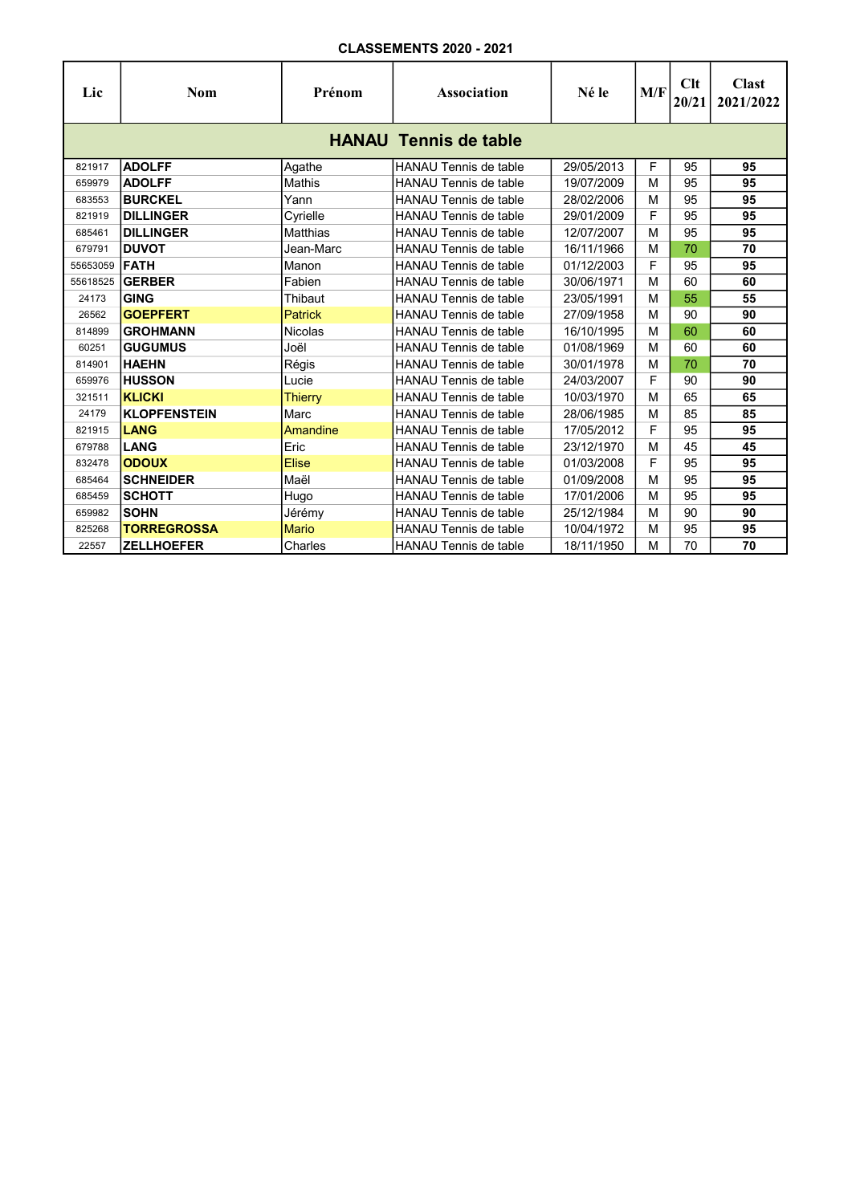**CLASSEMENTS 2020 - 2021**

| Lic | Nom | Prénom | Association | Né le | M/F | Clt 20/21 | Clast 2021/2022 |
|---|---|---|---|---|---|---|---|
| **HANAU Tennis de table** | | | | | | | |
| 821917 | **ADOLFF** | Agathe | HANAU Tennis de table | 29/05/2013 | F | 95 | **95** |
| 659979 | **ADOLFF** | Mathis | HANAU Tennis de table | 19/07/2009 | M | 95 | **95** |
| 683553 | **BURCKEL** | Yann | HANAU Tennis de table | 28/02/2006 | M | 95 | **95** |
| 821919 | **DILLINGER** | Cyrielle | HANAU Tennis de table | 29/01/2009 | F | 95 | **95** |
| 685461 | **DILLINGER** | Matthias | HANAU Tennis de table | 12/07/2007 | M | 95 | **95** |
| 679791 | **DUVOT** | Jean-Marc | HANAU Tennis de table | 16/11/1966 | M | 70 | **70** |
| 55653059 | **FATH** | Manon | HANAU Tennis de table | 01/12/2003 | F | 95 | **95** |
| 55618525 | **GERBER** | Fabien | HANAU Tennis de table | 30/06/1971 | M | 60 | **60** |
| 24173 | **GING** | Thibaut | HANAU Tennis de table | 23/05/1991 | M | 55 | **55** |
| 26562 | **GOEPFERT** | Patrick | HANAU Tennis de table | 27/09/1958 | M | 90 | **90** |
| 814899 | **GROHMANN** | Nicolas | HANAU Tennis de table | 16/10/1995 | M | 60 | **60** |
| 60251 | **GUGUMUS** | Joël | HANAU Tennis de table | 01/08/1969 | M | 60 | **60** |
| 814901 | **HAEHN** | Régis | HANAU Tennis de table | 30/01/1978 | M | 70 | **70** |
| 659976 | **HUSSON** | Lucie | HANAU Tennis de table | 24/03/2007 | F | 90 | **90** |
| 321511 | **KLICKI** | Thierry | HANAU Tennis de table | 10/03/1970 | M | 65 | **65** |
| 24179 | **KLOPFENSTEIN** | Marc | HANAU Tennis de table | 28/06/1985 | M | 85 | **85** |
| 821915 | **LANG** | Amandine | HANAU Tennis de table | 17/05/2012 | F | 95 | **95** |
| 679788 | **LANG** | Eric | HANAU Tennis de table | 23/12/1970 | M | 45 | **45** |
| 832478 | **ODOUX** | Elise | HANAU Tennis de table | 01/03/2008 | F | 95 | **95** |
| 685464 | **SCHNEIDER** | Maël | HANAU Tennis de table | 01/09/2008 | M | 95 | **95** |
| 685459 | **SCHOTT** | Hugo | HANAU Tennis de table | 17/01/2006 | M | 95 | **95** |
| 659982 | **SOHN** | Jérémy | HANAU Tennis de table | 25/12/1984 | M | 90 | **90** |
| 825268 | **TORREGROSSA** | Mario | HANAU Tennis de table | 10/04/1972 | M | 95 | **95** |
| 22557 | **ZELLHOEFER** | Charles | HANAU Tennis de table | 18/11/1950 | M | 70 | **70** |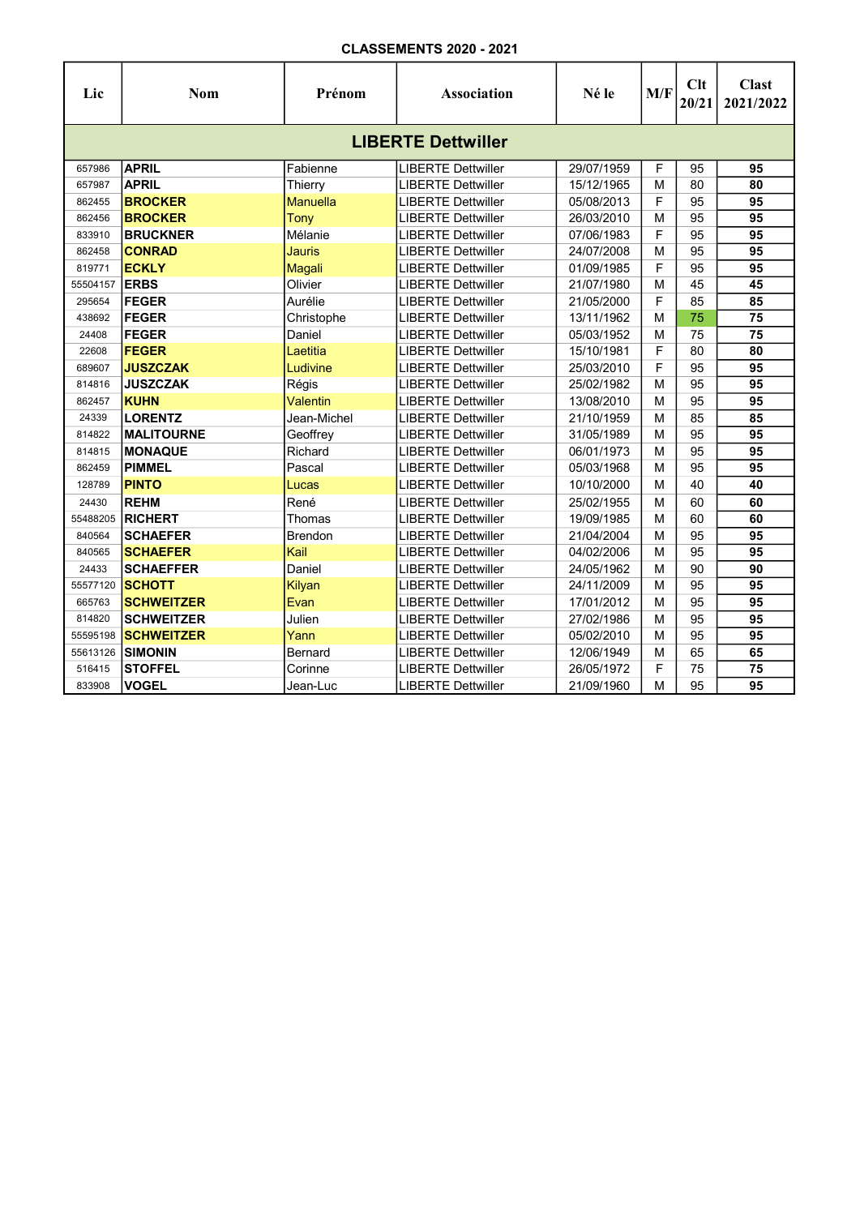**CLASSEMENTS 2020 - 2021**

| Lic | Nom | Prénom | Association | Né le | M/F | Clt 20/21 | Clast 2021/2022 |
|---|---|---|---|---|---|---|---|
| **LIBERTE Dettwiller** | | | | | | | |
| 657986 | **APRIL** | Fabienne | LIBERTE Dettwiller | 29/07/1959 | F | 95 | **95** |
| 657987 | **APRIL** | Thierry | LIBERTE Dettwiller | 15/12/1965 | M | 80 | **80** |
| 862455 | **BROCKER** | Manuella | LIBERTE Dettwiller | 05/08/2013 | F | 95 | **95** |
| 862456 | **BROCKER** | Tony | LIBERTE Dettwiller | 26/03/2010 | M | 95 | **95** |
| 833910 | **BRUCKNER** | Mélanie | LIBERTE Dettwiller | 07/06/1983 | F | 95 | **95** |
| 862458 | **CONRAD** | Jauris | LIBERTE Dettwiller | 24/07/2008 | M | 95 | **95** |
| 819771 | **ECKLY** | Magali | LIBERTE Dettwiller | 01/09/1985 | F | 95 | **95** |
| 55504157 | **ERBS** | Olivier | LIBERTE Dettwiller | 21/07/1980 | M | 45 | **45** |
| 295654 | **FEGER** | Aurélie | LIBERTE Dettwiller | 21/05/2000 | F | 85 | **85** |
| 438692 | **FEGER** | Christophe | LIBERTE Dettwiller | 13/11/1962 | M | 75 | **75** |
| 24408 | **FEGER** | Daniel | LIBERTE Dettwiller | 05/03/1952 | M | 75 | **75** |
| 22608 | **FEGER** | Laetitia | LIBERTE Dettwiller | 15/10/1981 | F | 80 | **80** |
| 689607 | **JUSZCZAK** | Ludivine | LIBERTE Dettwiller | 25/03/2010 | F | 95 | **95** |
| 814816 | **JUSZCZAK** | Régis | LIBERTE Dettwiller | 25/02/1982 | M | 95 | **95** |
| 862457 | **KUHN** | Valentin | LIBERTE Dettwiller | 13/08/2010 | M | 95 | **95** |
| 24339 | **LORENTZ** | Jean-Michel | LIBERTE Dettwiller | 21/10/1959 | M | 85 | **85** |
| 814822 | **MALITOURNE** | Geoffrey | LIBERTE Dettwiller | 31/05/1989 | M | 95 | **95** |
| 814815 | **MONAQUE** | Richard | LIBERTE Dettwiller | 06/01/1973 | M | 95 | **95** |
| 862459 | **PIMMEL** | Pascal | LIBERTE Dettwiller | 05/03/1968 | M | 95 | **95** |
| 128789 | **PINTO** | Lucas | LIBERTE Dettwiller | 10/10/2000 | M | 40 | **40** |
| 24430 | **REHM** | René | LIBERTE Dettwiller | 25/02/1955 | M | 60 | **60** |
| 55488205 | **RICHERT** | Thomas | LIBERTE Dettwiller | 19/09/1985 | M | 60 | **60** |
| 840564 | **SCHAEFER** | Brendon | LIBERTE Dettwiller | 21/04/2004 | M | 95 | **95** |
| 840565 | **SCHAEFER** | Kail | LIBERTE Dettwiller | 04/02/2006 | M | 95 | **95** |
| 24433 | **SCHAEFFER** | Daniel | LIBERTE Dettwiller | 24/05/1962 | M | 90 | **90** |
| 55577120 | **SCHOTT** | Kilyan | LIBERTE Dettwiller | 24/11/2009 | M | 95 | **95** |
| 665763 | **SCHWEITZER** | Evan | LIBERTE Dettwiller | 17/01/2012 | M | 95 | **95** |
| 814820 | **SCHWEITZER** | Julien | LIBERTE Dettwiller | 27/02/1986 | M | 95 | **95** |
| 55595198 | **SCHWEITZER** | Yann | LIBERTE Dettwiller | 05/02/2010 | M | 95 | **95** |
| 55613126 | **SIMONIN** | Bernard | LIBERTE Dettwiller | 12/06/1949 | M | 65 | **65** |
| 516415 | **STOFFEL** | Corinne | LIBERTE Dettwiller | 26/05/1972 | F | 75 | **75** |
| 833908 | **VOGEL** | Jean-Luc | LIBERTE Dettwiller | 21/09/1960 | M | 95 | **95** |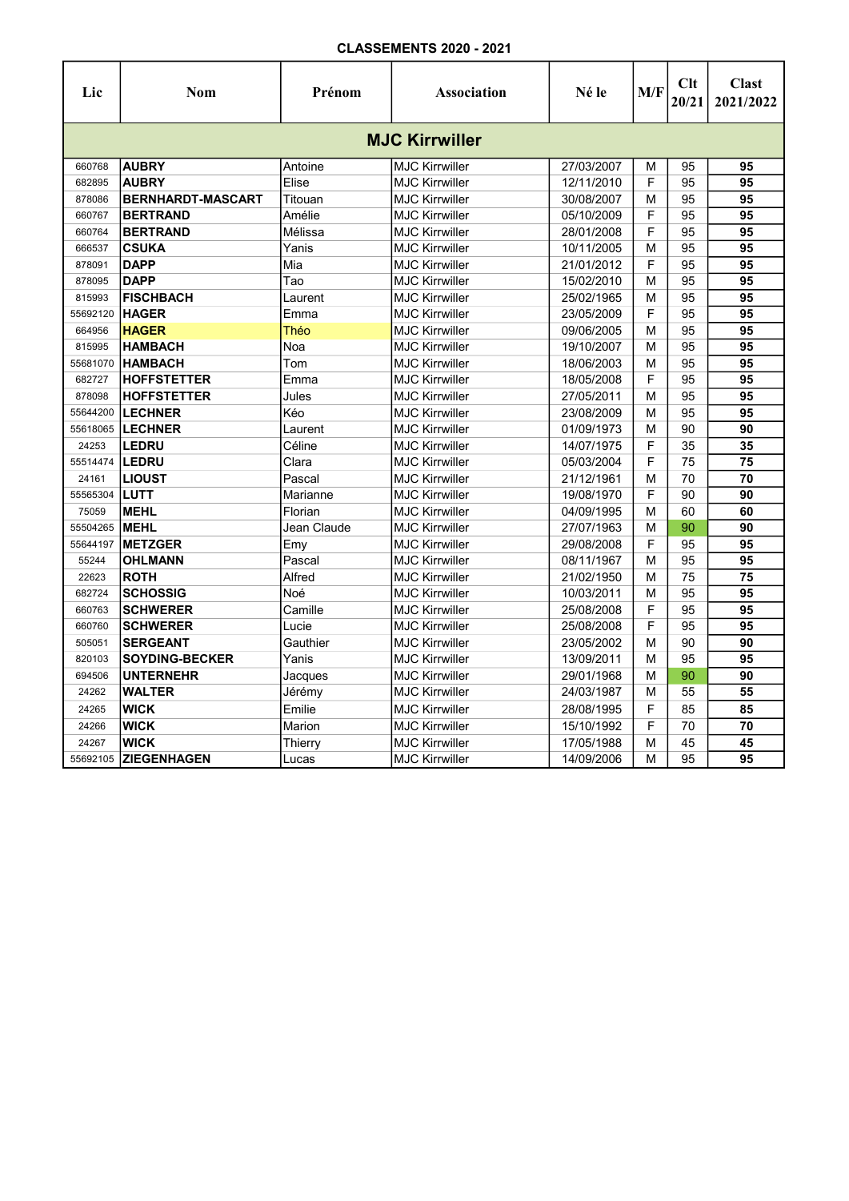**CLASSEMENTS 2020 - 2021**

| Lic | Nom | Prénom | Association | Né le | M/F | Clt 20/21 | Clast 2021/2022 |
|---|---|---|---|---|---|---|---|
| **MJC Kirrwiller** | | | | | | | |
| 660768 | **AUBRY** | Antoine | MJC Kirrwiller | 27/03/2007 | M | 95 | **95** |
| 682895 | **AUBRY** | Elise | MJC Kirrwiller | 12/11/2010 | F | 95 | **95** |
| 878086 | **BERNHARDT-MASCART** | Titouan | MJC Kirrwiller | 30/08/2007 | M | 95 | **95** |
| 660767 | **BERTRAND** | Amélie | MJC Kirrwiller | 05/10/2009 | F | 95 | **95** |
| 660764 | **BERTRAND** | Mélissa | MJC Kirrwiller | 28/01/2008 | F | 95 | **95** |
| 666537 | **CSUKA** | Yanis | MJC Kirrwiller | 10/11/2005 | M | 95 | **95** |
| 878091 | **DAPP** | Mia | MJC Kirrwiller | 21/01/2012 | F | 95 | **95** |
| 878095 | **DAPP** | Tao | MJC Kirrwiller | 15/02/2010 | M | 95 | **95** |
| 815993 | **FISCHBACH** | Laurent | MJC Kirrwiller | 25/02/1965 | M | 95 | **95** |
| 55692120 | **HAGER** | Emma | MJC Kirrwiller | 23/05/2009 | F | 95 | **95** |
| 664956 | **HAGER** | Théo | MJC Kirrwiller | 09/06/2005 | M | 95 | **95** |
| 815995 | **HAMBACH** | Noa | MJC Kirrwiller | 19/10/2007 | M | 95 | **95** |
| 55681070 | **HAMBACH** | Tom | MJC Kirrwiller | 18/06/2003 | M | 95 | **95** |
| 682727 | **HOFFSTETTER** | Emma | MJC Kirrwiller | 18/05/2008 | F | 95 | **95** |
| 878098 | **HOFFSTETTER** | Jules | MJC Kirrwiller | 27/05/2011 | M | 95 | **95** |
| 55644200 | **LECHNER** | Kéo | MJC Kirrwiller | 23/08/2009 | M | 95 | **95** |
| 55618065 | **LECHNER** | Laurent | MJC Kirrwiller | 01/09/1973 | M | 90 | **90** |
| 24253 | **LEDRU** | Céline | MJC Kirrwiller | 14/07/1975 | F | 35 | **35** |
| 55514474 | **LEDRU** | Clara | MJC Kirrwiller | 05/03/2004 | F | 75 | **75** |
| 24161 | **LIOUST** | Pascal | MJC Kirrwiller | 21/12/1961 | M | 70 | **70** |
| 55565304 | **LUTT** | Marianne | MJC Kirrwiller | 19/08/1970 | F | 90 | **90** |
| 75059 | **MEHL** | Florian | MJC Kirrwiller | 04/09/1995 | M | 60 | **60** |
| 55504265 | **MEHL** | Jean Claude | MJC Kirrwiller | 27/07/1963 | M | 90 | **90** |
| 55644197 | **METZGER** | Emy | MJC Kirrwiller | 29/08/2008 | F | 95 | **95** |
| 55244 | **OHLMANN** | Pascal | MJC Kirrwiller | 08/11/1967 | M | 95 | **95** |
| 22623 | **ROTH** | Alfred | MJC Kirrwiller | 21/02/1950 | M | 75 | **75** |
| 682724 | **SCHOSSIG** | Noé | MJC Kirrwiller | 10/03/2011 | M | 95 | **95** |
| 660763 | **SCHWERER** | Camille | MJC Kirrwiller | 25/08/2008 | F | 95 | **95** |
| 660760 | **SCHWERER** | Lucie | MJC Kirrwiller | 25/08/2008 | F | 95 | **95** |
| 505051 | **SERGEANT** | Gauthier | MJC Kirrwiller | 23/05/2002 | M | 90 | **90** |
| 820103 | **SOYDING-BECKER** | Yanis | MJC Kirrwiller | 13/09/2011 | M | 95 | **95** |
| 694506 | **UNTERNEHR** | Jacques | MJC Kirrwiller | 29/01/1968 | M | 90 | **90** |
| 24262 | **WALTER** | Jérémy | MJC Kirrwiller | 24/03/1987 | M | 55 | **55** |
| 24265 | **WICK** | Emilie | MJC Kirrwiller | 28/08/1995 | F | 85 | **85** |
| 24266 | **WICK** | Marion | MJC Kirrwiller | 15/10/1992 | F | 70 | **70** |
| 24267 | **WICK** | Thierry | MJC Kirrwiller | 17/05/1988 | M | 45 | **45** |
| 55692105 | **ZIEGENHAGEN** | Lucas | MJC Kirrwiller | 14/09/2006 | M | 95 | **95** |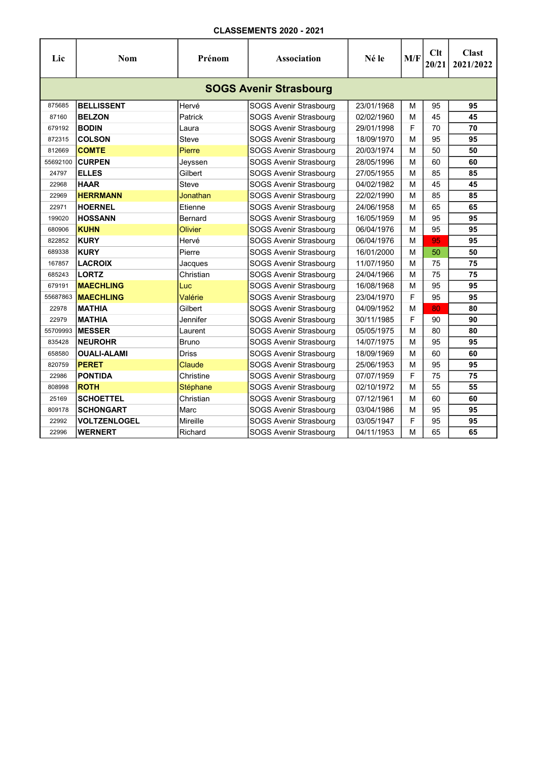**CLASSEMENTS 2020 - 2021**

| Lic | Nom | Prénom | Association | Né le | M/F | Clt 20/21 | Clast 2021/2022 |
|---|---|---|---|---|---|---|---|
| **SOGS Avenir Strasbourg** | | | | | | | |
| 875685 | **BELLISSENT** | Hervé | SOGS Avenir Strasbourg | 23/01/1968 | M | 95 | **95** |
| 87160 | **BELZON** | Patrick | SOGS Avenir Strasbourg | 02/02/1960 | M | 45 | **45** |
| 679192 | **BODIN** | Laura | SOGS Avenir Strasbourg | 29/01/1998 | F | 70 | **70** |
| 872315 | **COLSON** | Steve | SOGS Avenir Strasbourg | 18/09/1970 | M | 95 | **95** |
| 812669 | **COMTE** | Pierre | SOGS Avenir Strasbourg | 20/03/1974 | M | 50 | **50** |
| 55692100 | **CURPEN** | Jeyssen | SOGS Avenir Strasbourg | 28/05/1996 | M | 60 | **60** |
| 24797 | **ELLES** | Gilbert | SOGS Avenir Strasbourg | 27/05/1955 | M | 85 | **85** |
| 22968 | **HAAR** | Steve | SOGS Avenir Strasbourg | 04/02/1982 | M | 45 | **45** |
| 22969 | **HERRMANN** | Jonathan | SOGS Avenir Strasbourg | 22/02/1990 | M | 85 | **85** |
| 22971 | **HOERNEL** | Etienne | SOGS Avenir Strasbourg | 24/06/1958 | M | 65 | **65** |
| 199020 | **HOSSANN** | Bernard | SOGS Avenir Strasbourg | 16/05/1959 | M | 95 | **95** |
| 680906 | **KUHN** | Olivier | SOGS Avenir Strasbourg | 06/04/1976 | M | 95 | **95** |
| 822852 | **KURY** | Hervé | SOGS Avenir Strasbourg | 06/04/1976 | M | 95 | **95** |
| 689338 | **KURY** | Pierre | SOGS Avenir Strasbourg | 16/01/2000 | M | 50 | **50** |
| 167857 | **LACROIX** | Jacques | SOGS Avenir Strasbourg | 11/07/1950 | M | 75 | **75** |
| 685243 | **LORTZ** | Christian | SOGS Avenir Strasbourg | 24/04/1966 | M | 75 | **75** |
| 679191 | **MAECHLING** | Luc | SOGS Avenir Strasbourg | 16/08/1968 | M | 95 | **95** |
| 55687863 | **MAECHLING** | Valérie | SOGS Avenir Strasbourg | 23/04/1970 | F | 95 | **95** |
| 22978 | **MATHIA** | Gilbert | SOGS Avenir Strasbourg | 04/09/1952 | M | 80 | **80** |
| 22979 | **MATHIA** | Jennifer | SOGS Avenir Strasbourg | 30/11/1985 | F | 90 | **90** |
| 55709993 | **MESSER** | Laurent | SOGS Avenir Strasbourg | 05/05/1975 | M | 80 | **80** |
| 835428 | **NEUROHR** | Bruno | SOGS Avenir Strasbourg | 14/07/1975 | M | 95 | **95** |
| 658580 | **OUALI-ALAMI** | Driss | SOGS Avenir Strasbourg | 18/09/1969 | M | 60 | **60** |
| 820759 | **PERET** | Claude | SOGS Avenir Strasbourg | 25/06/1953 | M | 95 | **95** |
| 22986 | **PONTIDA** | Christine | SOGS Avenir Strasbourg | 07/07/1959 | F | 75 | **75** |
| 808998 | **ROTH** | Stéphane | SOGS Avenir Strasbourg | 02/10/1972 | M | 55 | **55** |
| 25169 | **SCHOETTEL** | Christian | SOGS Avenir Strasbourg | 07/12/1961 | M | 60 | **60** |
| 809178 | **SCHONGART** | Marc | SOGS Avenir Strasbourg | 03/04/1986 | M | 95 | **95** |
| 22992 | **VOLTZENLOGEL** | Mireille | SOGS Avenir Strasbourg | 03/05/1947 | F | 95 | **95** |
| 22996 | **WERNERT** | Richard | SOGS Avenir Strasbourg | 04/11/1953 | M | 65 | **65** |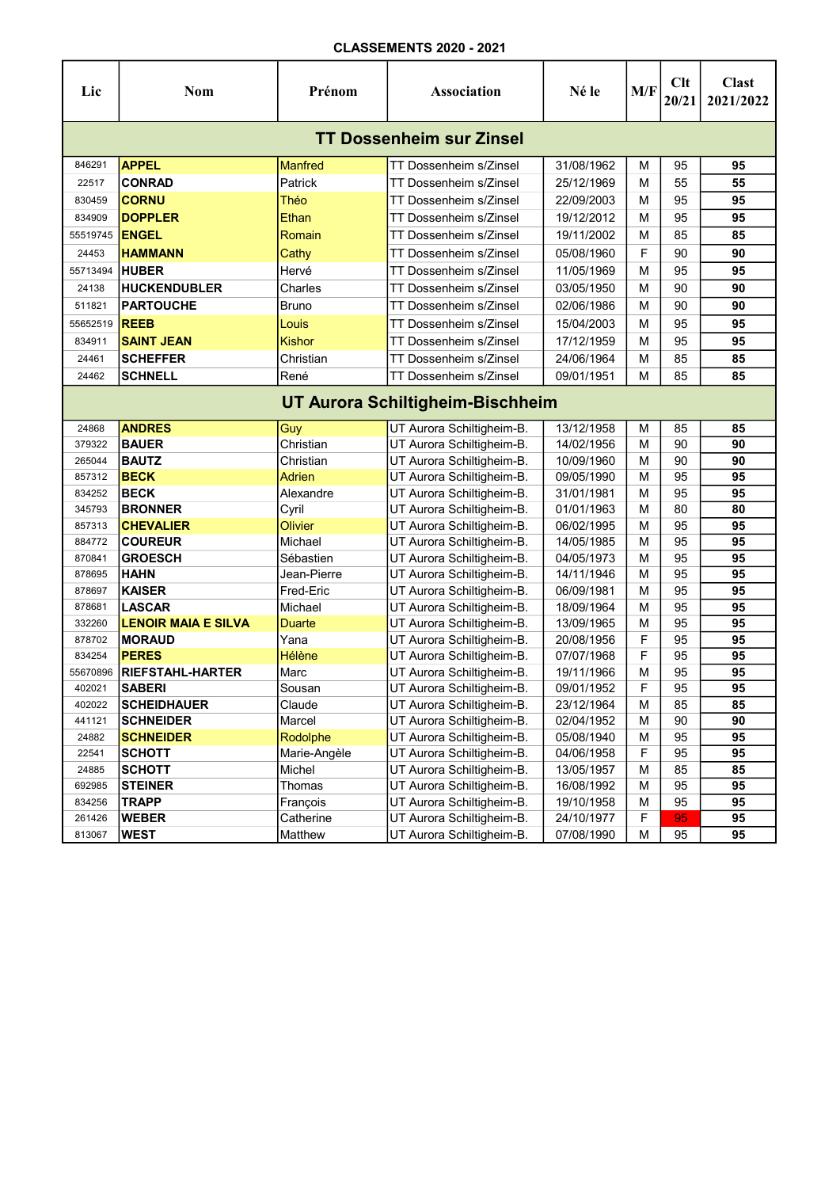**CLASSEMENTS 2020 - 2021**

| Lic | Nom | Prénom | Association | Né le | M/F | Clt 20/21 | Clast 2021/2022 |
|---|---|---|---|---|---|---|---|
| **TT Dossenheim sur Zinsel** | | | | | | | |
| 846291 | **APPEL** | Manfred | TT Dossenheim s/Zinsel | 31/08/1962 | M | 95 | **95** |
| 22517 | **CONRAD** | Patrick | TT Dossenheim s/Zinsel | 25/12/1969 | M | 55 | **55** |
| 830459 | **CORNU** | Théo | TT Dossenheim s/Zinsel | 22/09/2003 | M | 95 | **95** |
| 834909 | **DOPPLER** | Ethan | TT Dossenheim s/Zinsel | 19/12/2012 | M | 95 | **95** |
| 55519745 | **ENGEL** | Romain | TT Dossenheim s/Zinsel | 19/11/2002 | M | 85 | **85** |
| 24453 | **HAMMANN** | Cathy | TT Dossenheim s/Zinsel | 05/08/1960 | F | 90 | **90** |
| 55713494 | **HUBER** | Hervé | TT Dossenheim s/Zinsel | 11/05/1969 | M | 95 | **95** |
| 24138 | **HUCKENDUBLER** | Charles | TT Dossenheim s/Zinsel | 03/05/1950 | M | 90 | **90** |
| 511821 | **PARTOUCHE** | Bruno | TT Dossenheim s/Zinsel | 02/06/1986 | M | 90 | **90** |
| 55652519 | **REEB** | Louis | TT Dossenheim s/Zinsel | 15/04/2003 | M | 95 | **95** |
| 834911 | **SAINT JEAN** | Kishor | TT Dossenheim s/Zinsel | 17/12/1959 | M | 95 | **95** |
| 24461 | **SCHEFFER** | Christian | TT Dossenheim s/Zinsel | 24/06/1964 | M | 85 | **85** |
| 24462 | **SCHNELL** | René | TT Dossenheim s/Zinsel | 09/01/1951 | M | 85 | **85** |
| **UT Aurora Schiltigheim-Bischheim** | | | | | | | |
| 24868 | **ANDRES** | Guy | UT Aurora Schiltigheim-B. | 13/12/1958 | M | 85 | **85** |
| 379322 | **BAUER** | Christian | UT Aurora Schiltigheim-B. | 14/02/1956 | M | 90 | **90** |
| 265044 | **BAUTZ** | Christian | UT Aurora Schiltigheim-B. | 10/09/1960 | M | 90 | **90** |
| 857312 | **BECK** | Adrien | UT Aurora Schiltigheim-B. | 09/05/1990 | M | 95 | **95** |
| 834252 | **BECK** | Alexandre | UT Aurora Schiltigheim-B. | 31/01/1981 | M | 95 | **95** |
| 345793 | **BRONNER** | Cyril | UT Aurora Schiltigheim-B. | 01/01/1963 | M | 80 | **80** |
| 857313 | **CHEVALIER** | Olivier | UT Aurora Schiltigheim-B. | 06/02/1995 | M | 95 | **95** |
| 884772 | **COUREUR** | Michael | UT Aurora Schiltigheim-B. | 14/05/1985 | M | 95 | **95** |
| 870841 | **GROESCH** | Sébastien | UT Aurora Schiltigheim-B. | 04/05/1973 | M | 95 | **95** |
| 878695 | **HAHN** | Jean-Pierre | UT Aurora Schiltigheim-B. | 14/11/1946 | M | 95 | **95** |
| 878697 | **KAISER** | Fred-Eric | UT Aurora Schiltigheim-B. | 06/09/1981 | M | 95 | **95** |
| 878681 | **LASCAR** | Michael | UT Aurora Schiltigheim-B. | 18/09/1964 | M | 95 | **95** |
| 332260 | **LENOIR MAIA E SILVA** | Duarte | UT Aurora Schiltigheim-B. | 13/09/1965 | M | 95 | **95** |
| 878702 | **MORAUD** | Yana | UT Aurora Schiltigheim-B. | 20/08/1956 | F | 95 | **95** |
| 834254 | **PERES** | Hélène | UT Aurora Schiltigheim-B. | 07/07/1968 | F | 95 | **95** |
| 55670896 | **RIEFSTAHL-HARTER** | Marc | UT Aurora Schiltigheim-B. | 19/11/1966 | M | 95 | **95** |
| 402021 | **SABERI** | Sousan | UT Aurora Schiltigheim-B. | 09/01/1952 | F | 95 | **95** |
| 402022 | **SCHEIDHAUER** | Claude | UT Aurora Schiltigheim-B. | 23/12/1964 | M | 85 | **85** |
| 441121 | **SCHNEIDER** | Marcel | UT Aurora Schiltigheim-B. | 02/04/1952 | M | 90 | **90** |
| 24882 | **SCHNEIDER** | Rodolphe | UT Aurora Schiltigheim-B. | 05/08/1940 | M | 95 | **95** |
| 22541 | **SCHOTT** | Marie-Angèle | UT Aurora Schiltigheim-B. | 04/06/1958 | F | 95 | **95** |
| 24885 | **SCHOTT** | Michel | UT Aurora Schiltigheim-B. | 13/05/1957 | M | 85 | **85** |
| 692985 | **STEINER** | Thomas | UT Aurora Schiltigheim-B. | 16/08/1992 | M | 95 | **95** |
| 834256 | **TRAPP** | François | UT Aurora Schiltigheim-B. | 19/10/1958 | M | 95 | **95** |
| 261426 | **WEBER** | Catherine | UT Aurora Schiltigheim-B. | 24/10/1977 | F | 95 | **95** |
| 813067 | **WEST** | Matthew | UT Aurora Schiltigheim-B. | 07/08/1990 | M | 95 | **95** |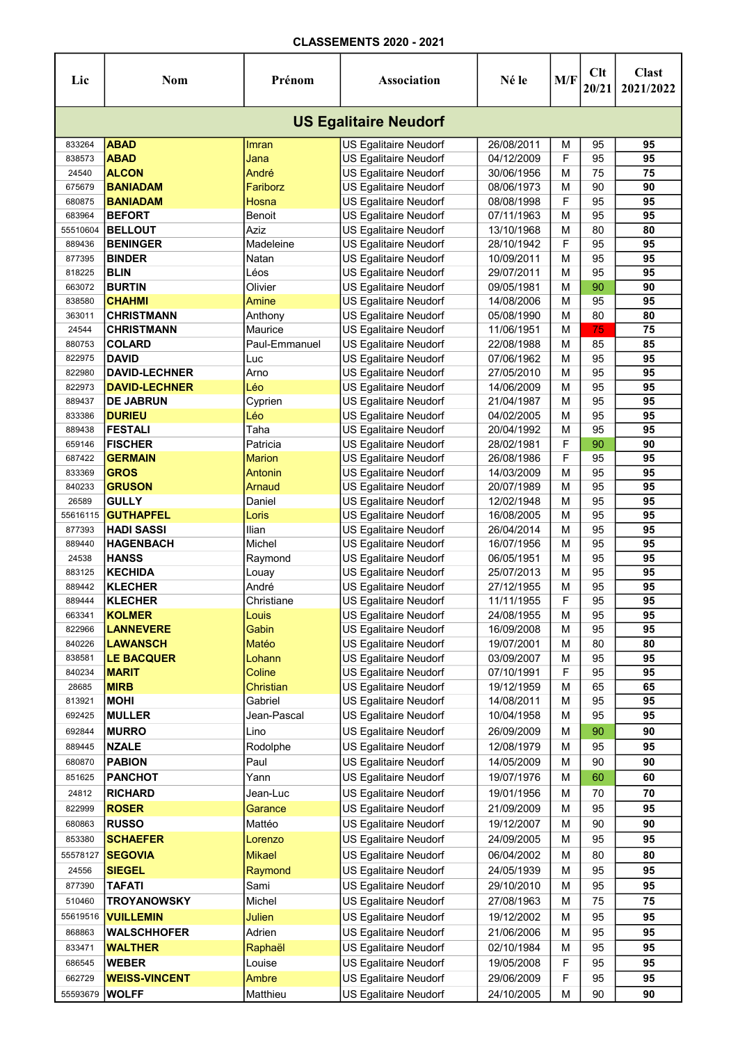**CLASSEMENTS 2020 - 2021**

| Lic | Nom | Prénom | Association | Né le | M/F | Clt 20/21 | Clast 2021/2022 |
|---|---|---|---|---|---|---|---|
| **US Egalitaire Neudorf** | | | | | | | |
| 833264 | **ABAD** | Imran | US Egalitaire Neudorf | 26/08/2011 | M | 95 | **95** |
| 838573 | **ABAD** | Jana | US Egalitaire Neudorf | 04/12/2009 | F | 95 | **95** |
| 24540 | **ALCON** | André | US Egalitaire Neudorf | 30/06/1956 | M | 75 | **75** |
| 675679 | **BANIADAM** | Fariborz | US Egalitaire Neudorf | 08/06/1973 | M | 90 | **90** |
| 680875 | **BANIADAM** | Hosna | US Egalitaire Neudorf | 08/08/1998 | F | 95 | **95** |
| 683964 | **BEFORT** | Benoit | US Egalitaire Neudorf | 07/11/1963 | M | 95 | **95** |
| 55510604 | **BELLOUT** | Aziz | US Egalitaire Neudorf | 13/10/1968 | M | 80 | **80** |
| 889436 | **BENINGER** | Madeleine | US Egalitaire Neudorf | 28/10/1942 | F | 95 | **95** |
| 877395 | **BINDER** | Natan | US Egalitaire Neudorf | 10/09/2011 | M | 95 | **95** |
| 818225 | **BLIN** | Léos | US Egalitaire Neudorf | 29/07/2011 | M | 95 | **95** |
| 663072 | **BURTIN** | Olivier | US Egalitaire Neudorf | 09/05/1981 | M | 90 | **90** |
| 838580 | **CHAHMI** | Amine | US Egalitaire Neudorf | 14/08/2006 | M | 95 | **95** |
| 363011 | **CHRISTMANN** | Anthony | US Egalitaire Neudorf | 05/08/1990 | M | 80 | **80** |
| 24544 | **CHRISTMANN** | Maurice | US Egalitaire Neudorf | 11/06/1951 | M | 75 | **75** |
| 880753 | **COLARD** | Paul-Emmanuel | US Egalitaire Neudorf | 22/08/1988 | M | 85 | **85** |
| 822975 | **DAVID** | Luc | US Egalitaire Neudorf | 07/06/1962 | M | 95 | **95** |
| 822980 | **DAVID-LECHNER** | Arno | US Egalitaire Neudorf | 27/05/2010 | M | 95 | **95** |
| 822973 | **DAVID-LECHNER** | Léo | US Egalitaire Neudorf | 14/06/2009 | M | 95 | **95** |
| 889437 | **DE JABRUN** | Cyprien | US Egalitaire Neudorf | 21/04/1987 | M | 95 | **95** |
| 833386 | **DURIEU** | Léo | US Egalitaire Neudorf | 04/02/2005 | M | 95 | **95** |
| 889438 | **FESTALI** | Taha | US Egalitaire Neudorf | 20/04/1992 | M | 95 | **95** |
| 659146 | **FISCHER** | Patricia | US Egalitaire Neudorf | 28/02/1981 | F | 90 | **90** |
| 687422 | **GERMAIN** | Marion | US Egalitaire Neudorf | 26/08/1986 | F | 95 | **95** |
| 833369 | **GROS** | Antonin | US Egalitaire Neudorf | 14/03/2009 | M | 95 | **95** |
| 840233 | **GRUSON** | Arnaud | US Egalitaire Neudorf | 20/07/1989 | M | 95 | **95** |
| 26589 | **GULLY** | Daniel | US Egalitaire Neudorf | 12/02/1948 | M | 95 | **95** |
| 55616115 | **GUTHAPFEL** | Loris | US Egalitaire Neudorf | 16/08/2005 | M | 95 | **95** |
| 877393 | **HADI SASSI** | Ilian | US Egalitaire Neudorf | 26/04/2014 | M | 95 | **95** |
| 889440 | **HAGENBACH** | Michel | US Egalitaire Neudorf | 16/07/1956 | M | 95 | **95** |
| 24538 | **HANSS** | Raymond | US Egalitaire Neudorf | 06/05/1951 | M | 95 | **95** |
| 883125 | **KECHIDA** | Louay | US Egalitaire Neudorf | 25/07/2013 | M | 95 | **95** |
| 889442 | **KLECHER** | André | US Egalitaire Neudorf | 27/12/1955 | M | 95 | **95** |
| 889444 | **KLECHER** | Christiane | US Egalitaire Neudorf | 11/11/1955 | F | 95 | **95** |
| 663341 | **KOLMER** | Louis | US Egalitaire Neudorf | 24/08/1955 | M | 95 | **95** |
| 822966 | **LANNEVERE** | Gabin | US Egalitaire Neudorf | 16/09/2008 | M | 95 | **95** |
| 840226 | **LAWANSCH** | Matéo | US Egalitaire Neudorf | 19/07/2001 | M | 80 | **80** |
| 838581 | **LE BACQUER** | Lohann | US Egalitaire Neudorf | 03/09/2007 | M | 95 | **95** |
| 840234 | **MARIT** | Coline | US Egalitaire Neudorf | 07/10/1991 | F | 95 | **95** |
| 28685 | **MIRB** | Christian | US Egalitaire Neudorf | 19/12/1959 | M | 65 | **65** |
| 813921 | **MOHI** | Gabriel | US Egalitaire Neudorf | 14/08/2011 | M | 95 | **95** |
| 692425 | **MULLER** | Jean-Pascal | US Egalitaire Neudorf | 10/04/1958 | M | 95 | **95** |
| 692844 | **MURRO** | Lino | US Egalitaire Neudorf | 26/09/2009 | M | 90 | **90** |
| 889445 | **NZALE** | Rodolphe | US Egalitaire Neudorf | 12/08/1979 | M | 95 | **95** |
| 680870 | **PABION** | Paul | US Egalitaire Neudorf | 14/05/2009 | M | 90 | **90** |
| 851625 | **PANCHOT** | Yann | US Egalitaire Neudorf | 19/07/1976 | M | 60 | **60** |
| 24812 | **RICHARD** | Jean-Luc | US Egalitaire Neudorf | 19/01/1956 | M | 70 | **70** |
| 822999 | **ROSER** | Garance | US Egalitaire Neudorf | 21/09/2009 | M | 95 | **95** |
| 680863 | **RUSSO** | Mattéo | US Egalitaire Neudorf | 19/12/2007 | M | 90 | **90** |
| 853380 | **SCHAEFER** | Lorenzo | US Egalitaire Neudorf | 24/09/2005 | M | 95 | **95** |
| 55578127 | **SEGOVIA** | Mikael | US Egalitaire Neudorf | 06/04/2002 | M | 80 | **80** |
| 24556 | **SIEGEL** | Raymond | US Egalitaire Neudorf | 24/05/1939 | M | 95 | **95** |
| 877390 | **TAFATI** | Sami | US Egalitaire Neudorf | 29/10/2010 | M | 95 | **95** |
| 510460 | **TROYANOWSKY** | Michel | US Egalitaire Neudorf | 27/08/1963 | M | 75 | **75** |
| 55619516 | **VUILLEMIN** | Julien | US Egalitaire Neudorf | 19/12/2002 | M | 95 | **95** |
| 868863 | **WALSCHHOFER** | Adrien | US Egalitaire Neudorf | 21/06/2006 | M | 95 | **95** |
| 833471 | **WALTHER** | Raphaël | US Egalitaire Neudorf | 02/10/1984 | M | 95 | **95** |
| 686545 | **WEBER** | Louise | US Egalitaire Neudorf | 19/05/2008 | F | 95 | **95** |
| 662729 | **WEISS-VINCENT** | Ambre | US Egalitaire Neudorf | 29/06/2009 | F | 95 | **95** |
| 55593679 | **WOLFF** | Matthieu | US Egalitaire Neudorf | 24/10/2005 | M | 90 | **90** |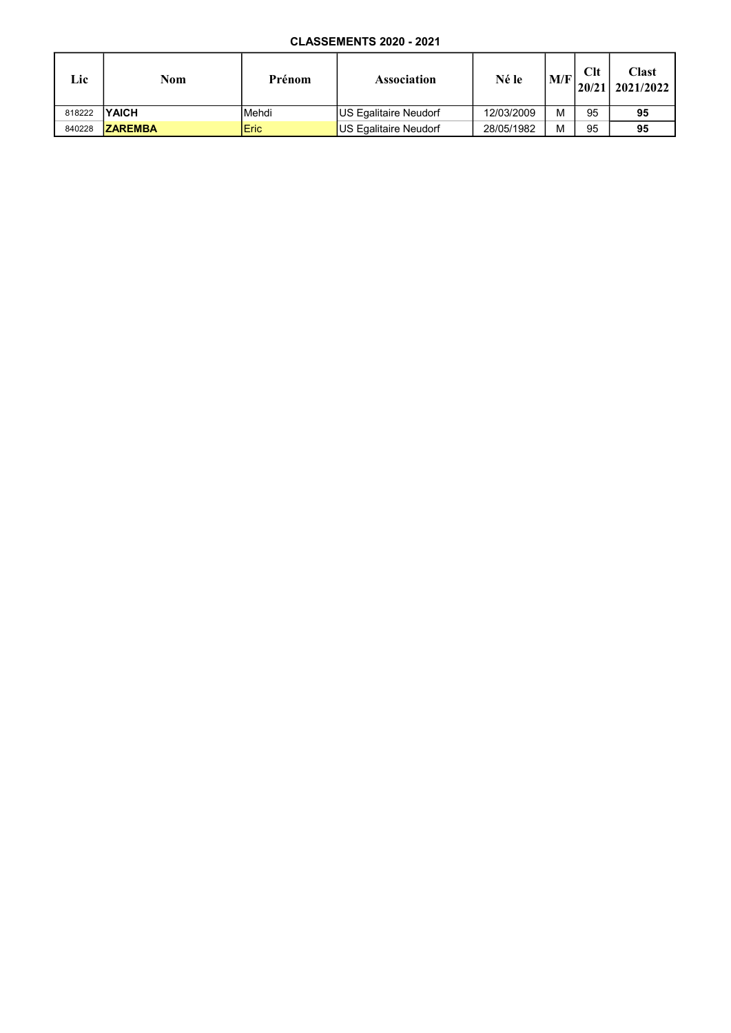**CLASSEMENTS 2020 - 2021**

| Lic | Nom | Prénom | Association | Né le | M/F | Clt 20/21 | Clast 2021/2022 |
|---|---|---|---|---|---|---|---|
| 818222 | **YAICH** | Mehdi | US Egalitaire Neudorf | 12/03/2009 | M | 95 | **95** |
| 840228 | **ZAREMBA** | Eric | US Egalitaire Neudorf | 28/05/1982 | M | 95 | **95** |